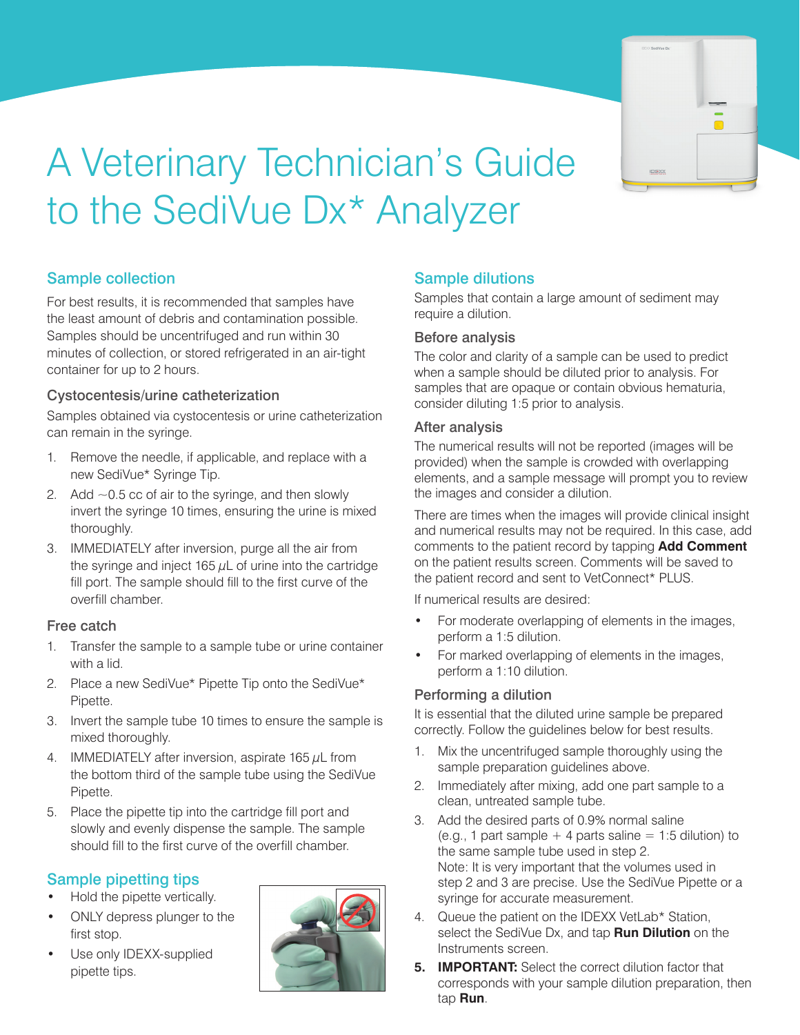# A Veterinary Technician's Guide to the SediVue Dx* Analyzer

## Sample collection

For best results, it is recommended that samples have the least amount of debris and contamination possible. Samples should be uncentrifuged and run within 30 minutes of collection, or stored refrigerated in an air-tight container for up to 2 hours.

### Cystocentesis/urine catheterization

Samples obtained via cystocentesis or urine catheterization can remain in the syringe.

1. Remove the needle, if applicable, and replace with a new SediVue* Syringe Tip.
2. Add ~0.5 cc of air to the syringe, and then slowly invert the syringe 10 times, ensuring the urine is mixed thoroughly.
3. IMMEDIATELY after inversion, purge all the air from the syringe and inject 165 $\mu$L of urine into the cartridge fill port. The sample should fill to the first curve of the overfill chamber.

### Free catch

1. Transfer the sample to a sample tube or urine container with a lid.
2. Place a new SediVue* Pipette Tip onto the SediVue* Pipette.
3. Invert the sample tube 10 times to ensure the sample is mixed thoroughly.
4. IMMEDIATELY after inversion, aspirate 165 $\mu$L from the bottom third of the sample tube using the SediVue Pipette.
5. Place the pipette tip into the cartridge fill port and slowly and evenly dispense the sample. The sample should fill to the first curve of the overfill chamber.

## Sample pipetting tips

- Hold the pipette vertically.
- ONLY depress plunger to the first stop.
- Use only IDEXX-supplied pipette tips.

## Sample dilutions

Samples that contain a large amount of sediment may require a dilution.

### Before analysis

The color and clarity of a sample can be used to predict when a sample should be diluted prior to analysis. For samples that are opaque or contain obvious hematuria, consider diluting 1:5 prior to analysis.

### After analysis

The numerical results will not be reported (images will be provided) when the sample is crowded with overlapping elements, and a sample message will prompt you to review the images and consider a dilution.

There are times when the images will provide clinical insight and numerical results may not be required. In this case, add comments to the patient record by tapping **Add Comment** on the patient results screen. Comments will be saved to the patient record and sent to VetConnect* PLUS.

If numerical results are desired:

- For moderate overlapping of elements in the images, perform a 1:5 dilution.
- For marked overlapping of elements in the images, perform a 1:10 dilution.

### Performing a dilution

It is essential that the diluted urine sample be prepared correctly. Follow the guidelines below for best results.

1. Mix the uncentrifuged sample thoroughly using the sample preparation guidelines above.
2. Immediately after mixing, add one part sample to a clean, untreated sample tube.
3. Add the desired parts of 0.9% normal saline (e.g., 1 part sample + 4 parts saline = 1:5 dilution) to the same sample tube used in step 2.
   Note: It is very important that the volumes used in step 2 and 3 are precise. Use the SediVue Pipette or a syringe for accurate measurement.
4. Queue the patient on the IDEXX VetLab* Station, select the SediVue Dx, and tap **Run Dilution** on the Instruments screen.
5. **IMPORTANT:** Select the correct dilution factor that corresponds with your sample dilution preparation, then tap **Run**.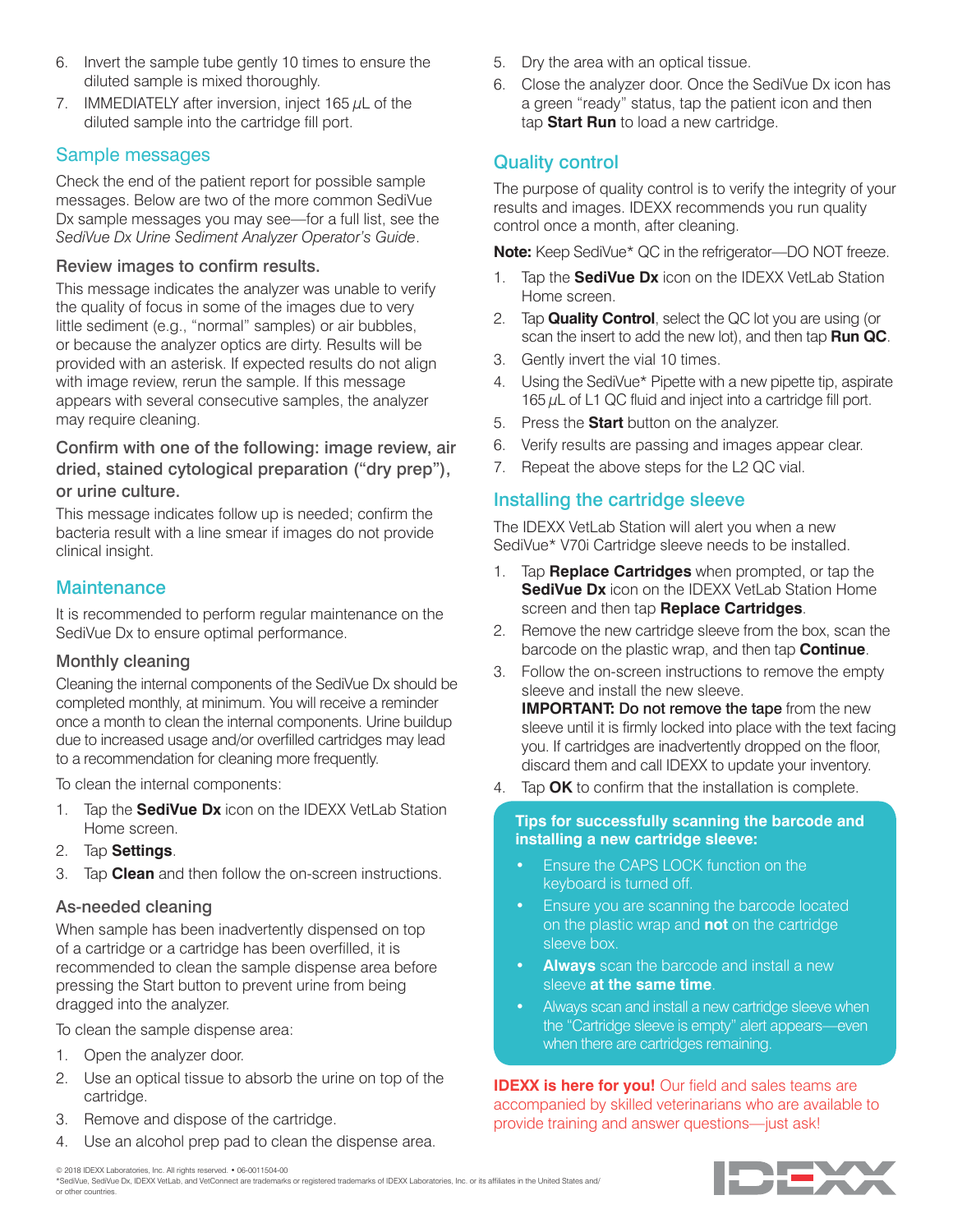6. Invert the sample tube gently 10 times to ensure the diluted sample is mixed thoroughly.
7. IMMEDIATELY after inversion, inject 165 $\mu$L of the diluted sample into the cartridge fill port.

## Sample messages

Check the end of the patient report for possible sample messages. Below are two of the more common SediVue Dx sample messages you may see—for a full list, see the *SediVue Dx Urine Sediment Analyzer Operator's Guide*.

### Review images to confirm results.

This message indicates the analyzer was unable to verify the quality of focus in some of the images due to very little sediment (e.g., "normal" samples) or air bubbles, or because the analyzer optics are dirty. Results will be provided with an asterisk. If expected results do not align with image review, rerun the sample. If this message appears with several consecutive samples, the analyzer may require cleaning.

### Confirm with one of the following: image review, air dried, stained cytological preparation ("dry prep"), or urine culture.

This message indicates follow up is needed; confirm the bacteria result with a line smear if images do not provide clinical insight.

## Maintenance

It is recommended to perform regular maintenance on the SediVue Dx to ensure optimal performance.

### Monthly cleaning

Cleaning the internal components of the SediVue Dx should be completed monthly, at minimum. You will receive a reminder once a month to clean the internal components. Urine buildup due to increased usage and/or overfilled cartridges may lead to a recommendation for cleaning more frequently.

To clean the internal components:

1. Tap the **SediVue Dx** icon on the IDEXX VetLab Station Home screen.
2. Tap **Settings**.
3. Tap **Clean** and then follow the on-screen instructions.

### As-needed cleaning

When sample has been inadvertently dispensed on top of a cartridge or a cartridge has been overfilled, it is recommended to clean the sample dispense area before pressing the Start button to prevent urine from being dragged into the analyzer.

To clean the sample dispense area:

1. Open the analyzer door.
2. Use an optical tissue to absorb the urine on top of the cartridge.
3. Remove and dispose of the cartridge.
4. Use an alcohol prep pad to clean the dispense area.
5. Dry the area with an optical tissue.
6. Close the analyzer door. Once the SediVue Dx icon has a green "ready" status, tap the patient icon and then tap **Start Run** to load a new cartridge.

## Quality control

The purpose of quality control is to verify the integrity of your results and images. IDEXX recommends you run quality control once a month, after cleaning.

**Note:** Keep SediVue* QC in the refrigerator—DO NOT freeze.

1. Tap the **SediVue Dx** icon on the IDEXX VetLab Station Home screen.
2. Tap **Quality Control**, select the QC lot you are using (or scan the insert to add the new lot), and then tap **Run QC**.
3. Gently invert the vial 10 times.
4. Using the SediVue* Pipette with a new pipette tip, aspirate 165 $\mu$L of L1 QC fluid and inject into a cartridge fill port.
5. Press the **Start** button on the analyzer.
6. Verify results are passing and images appear clear.
7. Repeat the above steps for the L2 QC vial.

## Installing the cartridge sleeve

The IDEXX VetLab Station will alert you when a new SediVue* V70i Cartridge sleeve needs to be installed.

1. Tap **Replace Cartridges** when prompted, or tap the **SediVue Dx** icon on the IDEXX VetLab Station Home screen and then tap **Replace Cartridges**.
2. Remove the new cartridge sleeve from the box, scan the barcode on the plastic wrap, and then tap **Continue**.
3. Follow the on-screen instructions to remove the empty sleeve and install the new sleeve.
   **IMPORTANT: Do not remove the tape** from the new sleeve until it is firmly locked into place with the text facing you. If cartridges are inadvertently dropped on the floor, discard them and call IDEXX to update your inventory.
4. Tap **OK** to confirm that the installation is complete.

**Tips for successfully scanning the barcode and installing a new cartridge sleeve:**

- Ensure the CAPS LOCK function on the keyboard is turned off.
- Ensure you are scanning the barcode located on the plastic wrap and **not** on the cartridge sleeve box.
- **Always** scan the barcode and install a new sleeve **at the same time**.
- Always scan and install a new cartridge sleeve when the "Cartridge sleeve is empty" alert appears—even when there are cartridges remaining.

**IDEXX is here for you!** Our field and sales teams are accompanied by skilled veterinarians who are available to provide training and answer questions—just ask!

© 2018 IDEXX Laboratories, Inc. All rights reserved. • 06-0011504-00
*SediVue, SediVue Dx, IDEXX VetLab, and VetConnect are trademarks or registered trademarks of IDEXX Laboratories, Inc. or its affiliates in the United States and/or other countries.

IDEXX